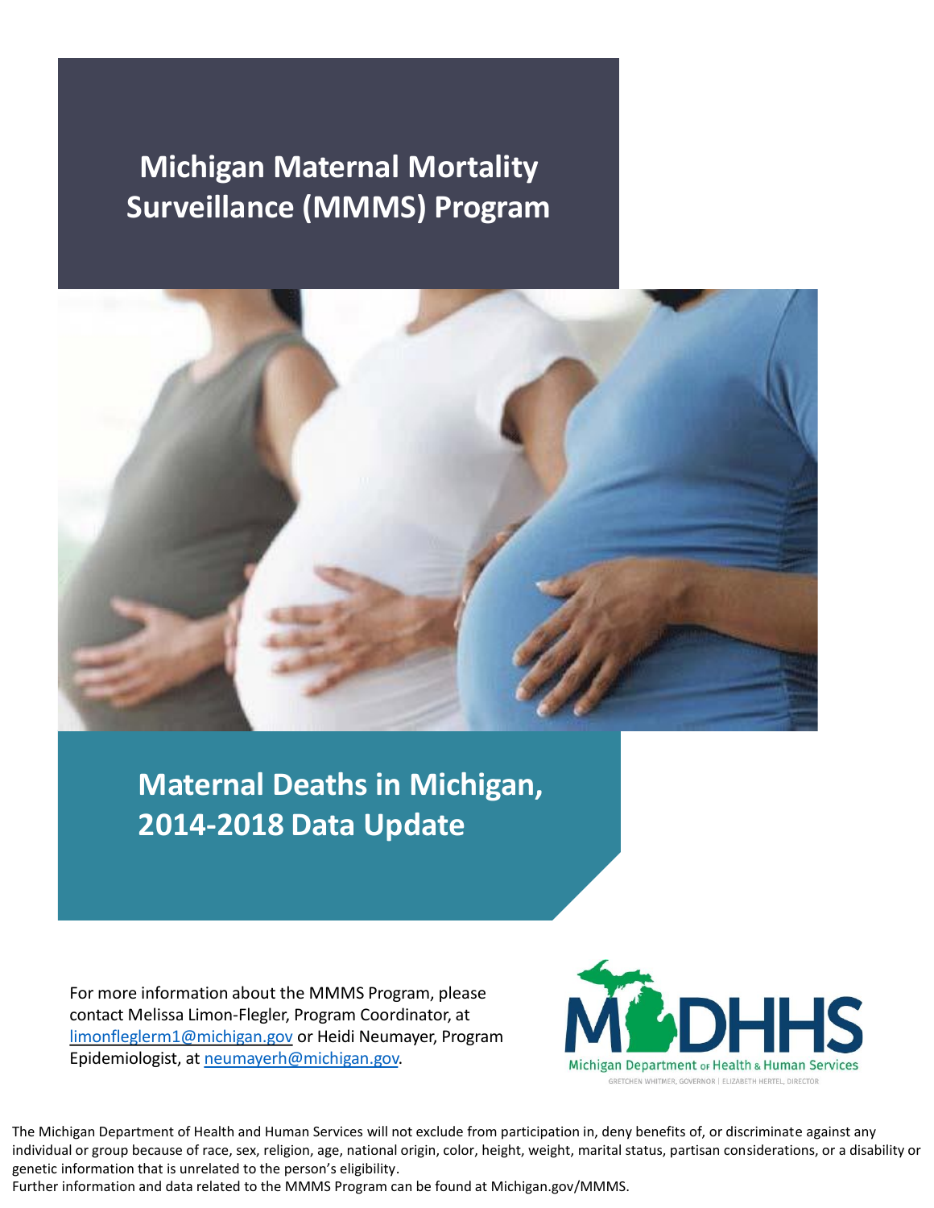# Michigan Maternal Mortality Surveillance (MMMS) Program

## Maternal Deaths in Michigan, 2014-2018 Data Update

For more information about the MMMS Program, please contact Melissa Limon-Flegler, Program Coordinator, at limonfleglerm1@michigan.gov or Heidi Neumayer, Program Epidemiologist, at neumayerh@michigan.gov.

MDHHS
Michigan Department of Health & Human Services
GRETCHEN WHITMER, GOVERNOR | ELIZABETH HERTEL, DIRECTOR

The Michigan Department of Health and Human Services will not exclude from participation in, deny benefits of, or discriminate against any individual or group because of race, sex, religion, age, national origin, color, height, weight, marital status, partisan considerations, or a disability or genetic information that is unrelated to the person's eligibility.

Further information and data related to the MMMS Program can be found at Michigan.gov/MMMS.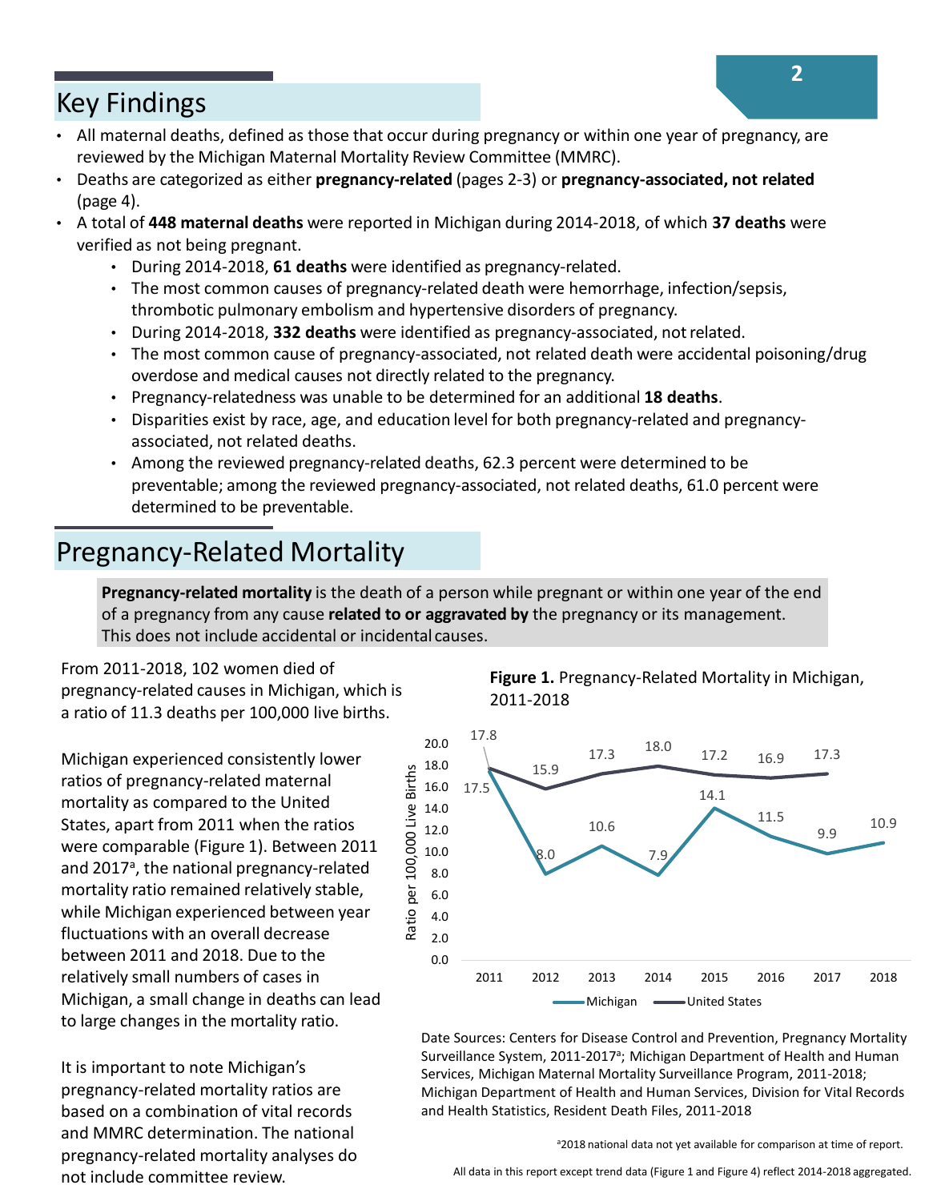## Key Findings

- All maternal deaths, defined as those that occur during pregnancy or within one year of pregnancy, are reviewed by the Michigan Maternal Mortality Review Committee (MMRC).
- Deaths are categorized as either **pregnancy-related** (pages 2-3) or **pregnancy-associated, not related** (page 4).
- A total of **448 maternal deaths** were reported in Michigan during 2014-2018, of which **37 deaths** were verified as not being pregnant.
  - During 2014-2018, **61 deaths** were identified as pregnancy-related.
  - The most common causes of pregnancy-related death were hemorrhage, infection/sepsis, thrombotic pulmonary embolism and hypertensive disorders of pregnancy.
  - During 2014-2018, **332 deaths** were identified as pregnancy-associated, not related.
  - The most common cause of pregnancy-associated, not related death were accidental poisoning/drug overdose and medical causes not directly related to the pregnancy.
  - Pregnancy-relatedness was unable to be determined for an additional **18 deaths**.
  - Disparities exist by race, age, and education level for both pregnancy-related and pregnancy-associated, not related deaths.
  - Among the reviewed pregnancy-related deaths, 62.3 percent were determined to be preventable; among the reviewed pregnancy-associated, not related deaths, 61.0 percent were determined to be preventable.

## Pregnancy-Related Mortality

**Pregnancy-related mortality** is the death of a person while pregnant or within one year of the end of a pregnancy from any cause **related to or aggravated by** the pregnancy or its management. This does not include accidental or incidental causes.

From 2011-2018, 102 women died of pregnancy-related causes in Michigan, which is a ratio of 11.3 deaths per 100,000 live births.

Michigan experienced consistently lower ratios of pregnancy-related maternal mortality as compared to the United States, apart from 2011 when the ratios were comparable (Figure 1). Between 2011 and 2017[a], the national pregnancy-related mortality ratio remained relatively stable, while Michigan experienced between year fluctuations with an overall decrease between 2011 and 2018. Due to the relatively small numbers of cases in Michigan, a small change in deaths can lead to large changes in the mortality ratio.

It is important to note Michigan's pregnancy-related mortality ratios are based on a combination of vital records and MMRC determination. The national pregnancy-related mortality analyses do not include committee review.

**Figure 1.** Pregnancy-Related Mortality in Michigan, 2011-2018

| Year | Michigan (Ratio per 100,000 Live Births) | United States (Ratio per 100,000 Live Births) |
|---|---|---|
| 2011 | 17.5 | 17.8 |
| 2012 | 8.0 | 15.9 |
| 2013 | 10.6 | 17.3 |
| 2014 | 7.9 | 18.0 |
| 2015 | 14.1 | 17.2 |
| 2016 | 11.5 | 16.9 |
| 2017 | 9.9 | 17.3 |
| 2018 | 10.9 | |

Date Sources: Centers for Disease Control and Prevention, Pregnancy Mortality Surveillance System, 2011-2017[a]; Michigan Department of Health and Human Services, Michigan Maternal Mortality Surveillance Program, 2011-2018; Michigan Department of Health and Human Services, Division for Vital Records and Health Statistics, Resident Death Files, 2011-2018

[a]2018 national data not yet available for comparison at time of report.

All data in this report except trend data (Figure 1 and Figure 4) reflect 2014-2018 aggregated.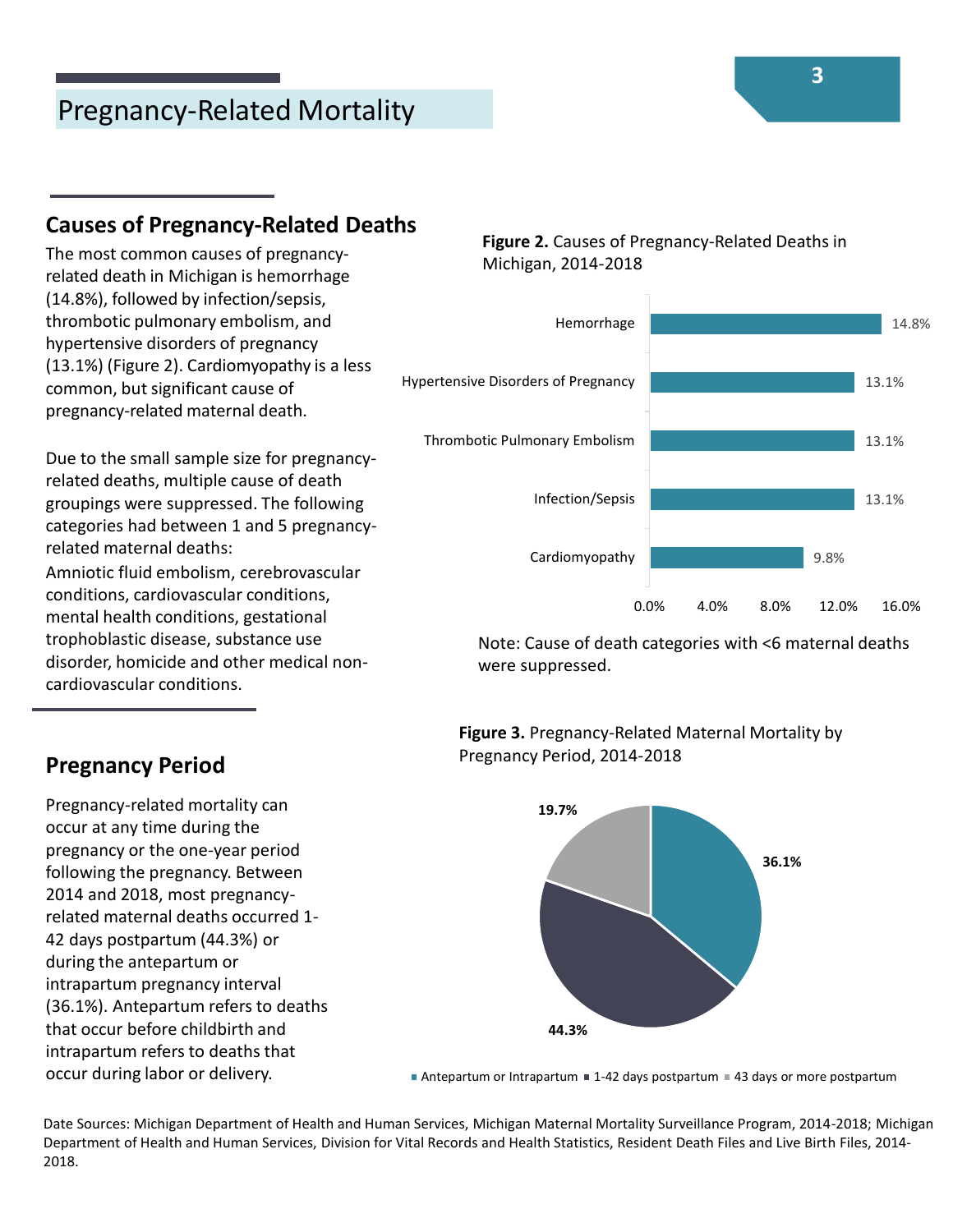# Pregnancy-Related Mortality

## Causes of Pregnancy-Related Deaths

The most common causes of pregnancy-related death in Michigan is hemorrhage (14.8%), followed by infection/sepsis, thrombotic pulmonary embolism, and hypertensive disorders of pregnancy (13.1%) (Figure 2). Cardiomyopathy is a less common, but significant cause of pregnancy-related maternal death.

Due to the small sample size for pregnancy-related deaths, multiple cause of death groupings were suppressed. The following categories had between 1 and 5 pregnancy-related maternal deaths:
Amniotic fluid embolism, cerebrovascular conditions, cardiovascular conditions, mental health conditions, gestational trophoblastic disease, substance use disorder, homicide and other medical non-cardiovascular conditions.

**Figure 2.** Causes of Pregnancy-Related Deaths in Michigan, 2014-2018

| Cause | Percent |
|---|---|
| Hemorrhage | 14.8% |
| Hypertensive Disorders of Pregnancy | 13.1% |
| Thrombotic Pulmonary Embolism | 13.1% |
| Infection/Sepsis | 13.1% |
| Cardiomyopathy | 9.8% |

Note: Cause of death categories with <6 maternal deaths were suppressed.

## Pregnancy Period

Pregnancy-related mortality can occur at any time during the pregnancy or the one-year period following the pregnancy. Between 2014 and 2018, most pregnancy-related maternal deaths occurred 1-42 days postpartum (44.3%) or during the antepartum or intrapartum pregnancy interval (36.1%). Antepartum refers to deaths that occur before childbirth and intrapartum refers to deaths that occur during labor or delivery.

**Figure 3.** Pregnancy-Related Maternal Mortality by Pregnancy Period, 2014-2018

| Pregnancy Period | Percent |
|---|---|
| Antepartum or Intrapartum | 36.1% |
| 1-42 days postpartum | 44.3% |
| 43 days or more postpartum | 19.7% |

Date Sources: Michigan Department of Health and Human Services, Michigan Maternal Mortality Surveillance Program, 2014-2018; Michigan Department of Health and Human Services, Division for Vital Records and Health Statistics, Resident Death Files and Live Birth Files, 2014-2018.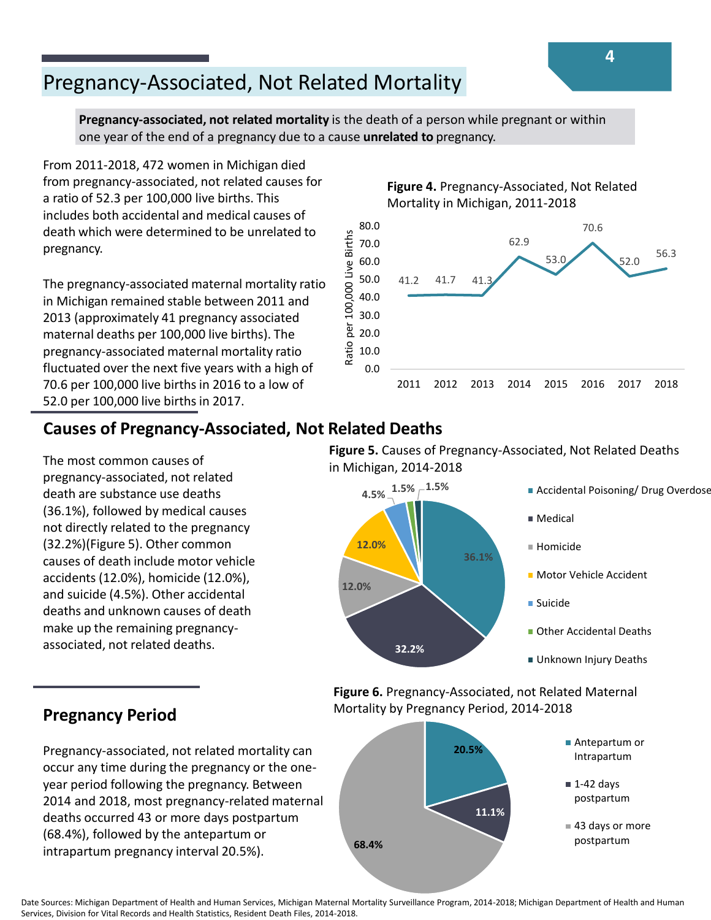## Pregnancy-Associated, Not Related Mortality

**Pregnancy-associated, not related mortality** is the death of a person while pregnant or within one year of the end of a pregnancy due to a cause **unrelated to** pregnancy.

From 2011-2018, 472 women in Michigan died from pregnancy-associated, not related causes for a ratio of 52.3 per 100,000 live births. This includes both accidental and medical causes of death which were determined to be unrelated to pregnancy.

The pregnancy-associated maternal mortality ratio in Michigan remained stable between 2011 and 2013 (approximately 41 pregnancy associated maternal deaths per 100,000 live births). The pregnancy-associated maternal mortality ratio fluctuated over the next five years with a high of 70.6 per 100,000 live births in 2016 to a low of 52.0 per 100,000 live births in 2017.

**Figure 4.** Pregnancy-Associated, Not Related Mortality in Michigan, 2011-2018

| Year | Ratio per 100,000 Live Births |
|---|---|
| 2011 | 41.2 |
| 2012 | 41.7 |
| 2013 | 41.3 |
| 2014 | 62.9 |
| 2015 | 53.0 |
| 2016 | 70.6 |
| 2017 | 52.0 |
| 2018 | 56.3 |

### Causes of Pregnancy-Associated, Not Related Deaths

The most common causes of pregnancy-associated, not related death are substance use deaths (36.1%), followed by medical causes not directly related to the pregnancy (32.2%)(Figure 5). Other common causes of death include motor vehicle accidents (12.0%), homicide (12.0%), and suicide (4.5%). Other accidental deaths and unknown causes of death make up the remaining pregnancy-associated, not related deaths.

**Figure 5.** Causes of Pregnancy-Associated, Not Related Deaths in Michigan, 2014-2018

| Cause | Percent |
|---|---|
| Accidental Poisoning/ Drug Overdose | 36.1% |
| Medical | 32.2% |
| Homicide | 12.0% |
| Motor Vehicle Accident | 12.0% |
| Suicide | 4.5% |
| Other Accidental Deaths | 1.5% |
| Unknown Injury Deaths | 1.5% |

### Pregnancy Period

Pregnancy-associated, not related mortality can occur any time during the pregnancy or the one-year period following the pregnancy. Between 2014 and 2018, most pregnancy-related maternal deaths occurred 43 or more days postpartum (68.4%), followed by the antepartum or intrapartum pregnancy interval 20.5%).

**Figure 6.** Pregnancy-Associated, not Related Maternal Mortality by Pregnancy Period, 2014-2018

| Pregnancy Period | Percent |
|---|---|
| Antepartum or Intrapartum | 20.5% |
| 1-42 days postpartum | 11.1% |
| 43 days or more postpartum | 68.4% |

Date Sources: Michigan Department of Health and Human Services, Michigan Maternal Mortality Surveillance Program, 2014-2018; Michigan Department of Health and Human Services, Division for Vital Records and Health Statistics, Resident Death Files, 2014-2018.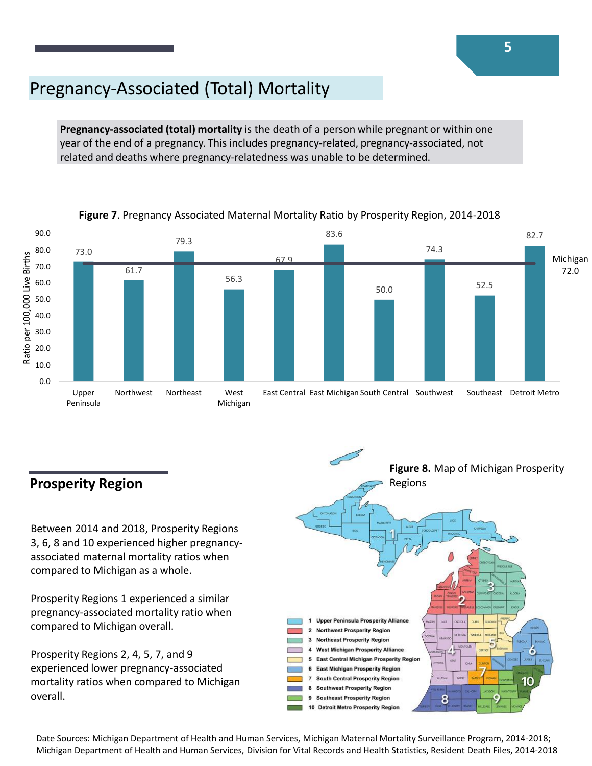# Pregnancy-Associated (Total) Mortality

**Pregnancy-associated (total) mortality** is the death of a person while pregnant or within one year of the end of a pregnancy. This includes pregnancy-related, pregnancy-associated, not related and deaths where pregnancy-relatedness was unable to be determined.

**Figure 7**. Pregnancy Associated Maternal Mortality Ratio by Prosperity Region, 2014-2018

| Prosperity Region | Ratio per 100,000 Live Births |
|---|---|
| Upper Peninsula | 73.0 |
| Northwest | 61.7 |
| Northeast | 79.3 |
| West Michigan | 56.3 |
| East Central | 67.9 |
| East Michigan | 83.6 |
| South Central | 50.0 |
| Southwest | 74.3 |
| Southeast | 52.5 |
| Detroit Metro | 82.7 |
| Michigan | 72.0 |

## Prosperity Region

Between 2014 and 2018, Prosperity Regions 3, 6, 8 and 10 experienced higher pregnancy-associated maternal mortality ratios when compared to Michigan as a whole.

Prosperity Regions 1 experienced a similar pregnancy-associated mortality ratio when compared to Michigan overall.

Prosperity Regions 2, 4, 5, 7, and 9 experienced lower pregnancy-associated mortality ratios when compared to Michigan overall.

**Figure 8.** Map of Michigan Prosperity Regions

1. Upper Peninsula Prosperity Alliance
2. Northwest Prosperity Region
3. Northeast Prosperity Region
4. West Michigan Prosperity Alliance
5. East Central Michigan Prosperity Region
6. East Michigan Prosperity Region
7. South Central Prosperity Region
8. Southwest Prosperity Region
9. Southeast Prosperity Region
10. Detroit Metro Prosperity Region

Date Sources: Michigan Department of Health and Human Services, Michigan Maternal Mortality Surveillance Program, 2014-2018; Michigan Department of Health and Human Services, Division for Vital Records and Health Statistics, Resident Death Files, 2014-2018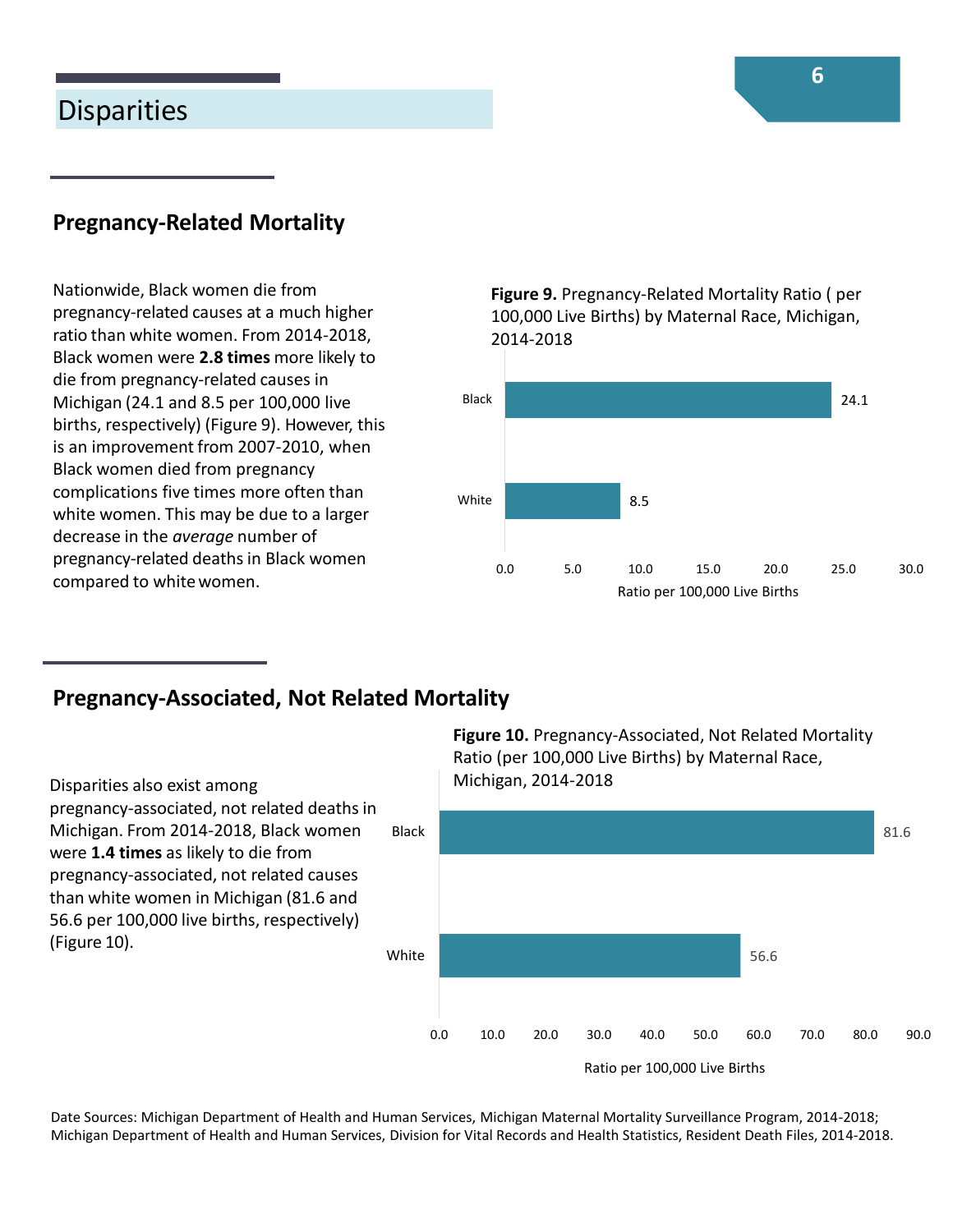# Disparities

## Pregnancy-Related Mortality

Nationwide, Black women die from pregnancy-related causes at a much higher ratio than white women. From 2014-2018, Black women were **2.8 times** more likely to die from pregnancy-related causes in Michigan (24.1 and 8.5 per 100,000 live births, respectively) (Figure 9). However, this is an improvement from 2007-2010, when Black women died from pregnancy complications five times more often than white women. This may be due to a larger decrease in the *average* number of pregnancy-related deaths in Black women compared to white women.

**Figure 9.** Pregnancy-Related Mortality Ratio ( per 100,000 Live Births) by Maternal Race, Michigan, 2014-2018

| Maternal Race | Ratio per 100,000 Live Births |
| --- | --- |
| Black | 24.1 |
| White | 8.5 |

## Pregnancy-Associated, Not Related Mortality

Disparities also exist among pregnancy-associated, not related deaths in Michigan. From 2014-2018, Black women were **1.4 times** as likely to die from pregnancy-associated, not related causes than white women in Michigan (81.6 and 56.6 per 100,000 live births, respectively) (Figure 10).

**Figure 10.** Pregnancy-Associated, Not Related Mortality Ratio (per 100,000 Live Births) by Maternal Race, Michigan, 2014-2018

| Maternal Race | Ratio per 100,000 Live Births |
| --- | --- |
| Black | 81.6 |
| White | 56.6 |

Date Sources: Michigan Department of Health and Human Services, Michigan Maternal Mortality Surveillance Program, 2014-2018; Michigan Department of Health and Human Services, Division for Vital Records and Health Statistics, Resident Death Files, 2014-2018.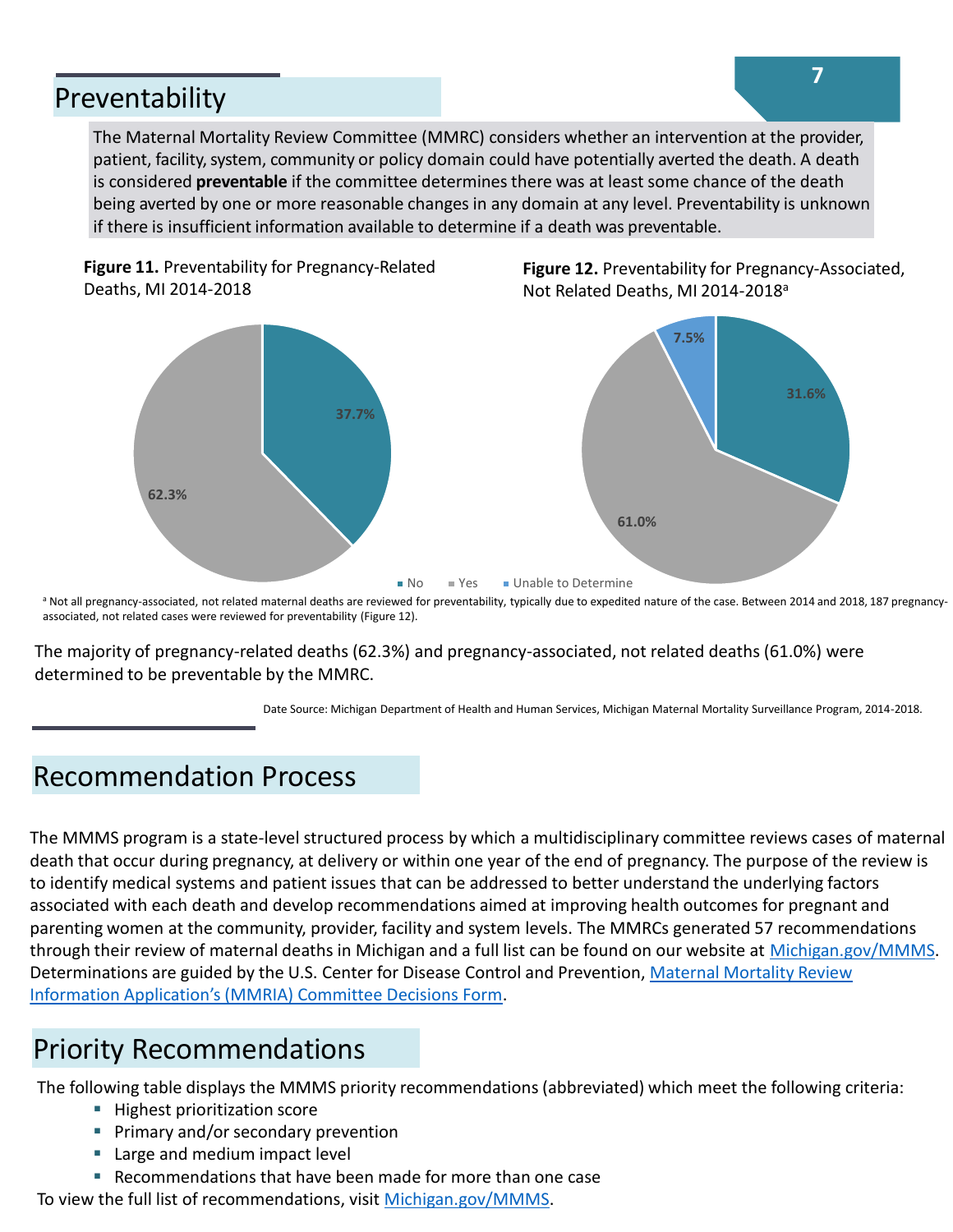## Preventability

The Maternal Mortality Review Committee (MMRC) considers whether an intervention at the provider, patient, facility, system, community or policy domain could have potentially averted the death. A death is considered **preventable** if the committee determines there was at least some chance of the death being averted by one or more reasonable changes in any domain at any level. Preventability is unknown if there is insufficient information available to determine if a death was preventable.

**Figure 11.** Preventability for Pregnancy-Related Deaths, MI 2014-2018

| No | Yes |
|---|---|
| 37.7% | 62.3% |

**Figure 12.** Preventability for Pregnancy-Associated, Not Related Deaths, MI 2014-2018[a]

| No | Yes | Unable to Determine |
|---|---|---|
| 31.6% | 61.0% | 7.5% |

[a] Not all pregnancy-associated, not related maternal deaths are reviewed for preventability, typically due to expedited nature of the case. Between 2014 and 2018, 187 pregnancy-associated, not related cases were reviewed for preventability (Figure 12).

The majority of pregnancy-related deaths (62.3%) and pregnancy-associated, not related deaths (61.0%) were determined to be preventable by the MMRC.

Date Source: Michigan Department of Health and Human Services, Michigan Maternal Mortality Surveillance Program, 2014-2018.

## Recommendation Process

The MMMS program is a state-level structured process by which a multidisciplinary committee reviews cases of maternal death that occur during pregnancy, at delivery or within one year of the end of pregnancy. The purpose of the review is to identify medical systems and patient issues that can be addressed to better understand the underlying factors associated with each death and develop recommendations aimed at improving health outcomes for pregnant and parenting women at the community, provider, facility and system levels. The MMRCs generated 57 recommendations through their review of maternal deaths in Michigan and a full list can be found on our website at Michigan.gov/MMMS. Determinations are guided by the U.S. Center for Disease Control and Prevention, Maternal Mortality Review Information Application's (MMRIA) Committee Decisions Form.

## Priority Recommendations

The following table displays the MMMS priority recommendations (abbreviated) which meet the following criteria:

- Highest prioritization score
- Primary and/or secondary prevention
- Large and medium impact level
- Recommendations that have been made for more than one case

To view the full list of recommendations, visit Michigan.gov/MMMS.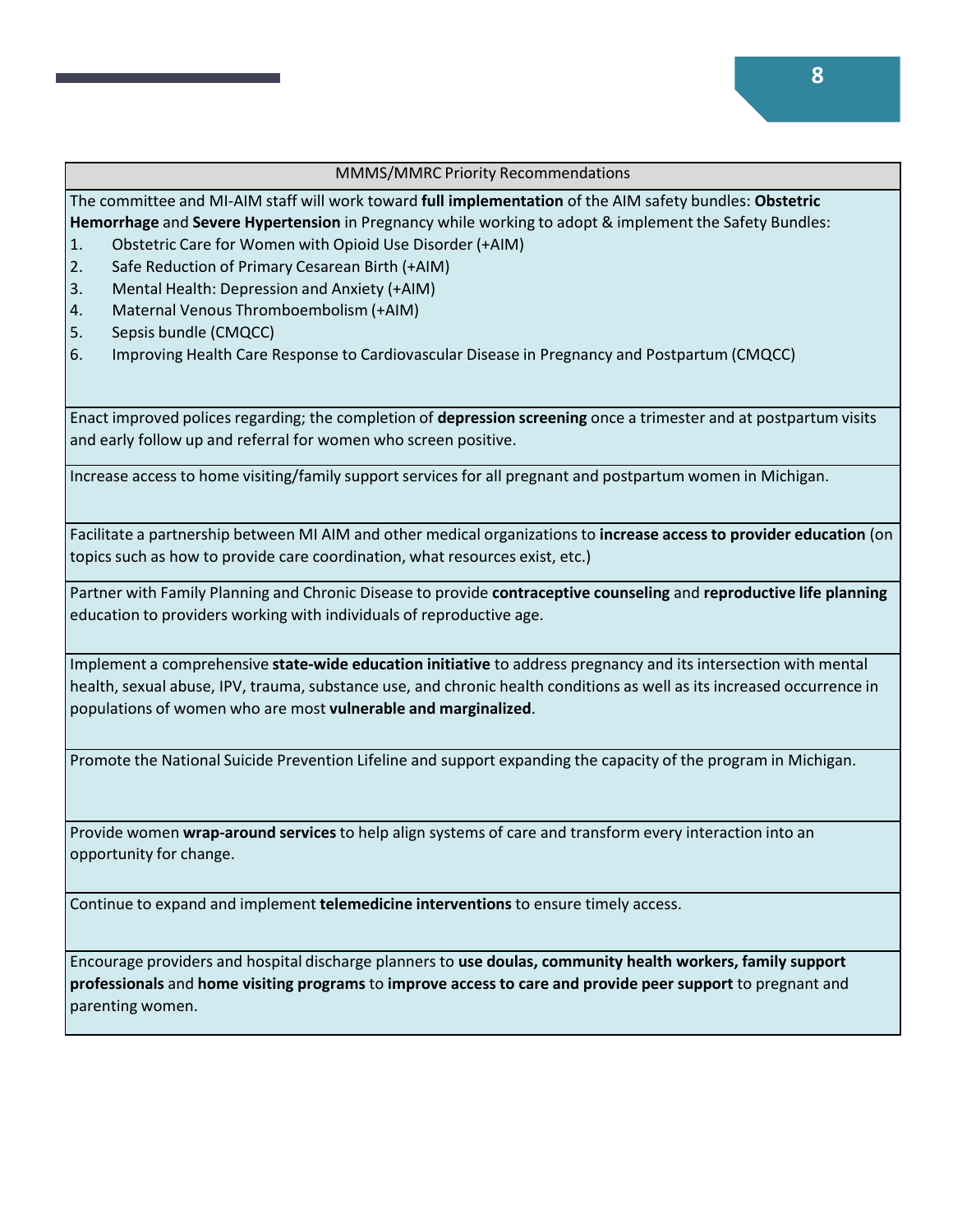| MMMS/MMRC Priority Recommendations |
|---|
| The committee and MI-AIM staff will work toward **full implementation** of the AIM safety bundles: **Obstetric Hemorrhage** and **Severe Hypertension** in Pregnancy while working to adopt & implement the Safety Bundles:<br>1. Obstetric Care for Women with Opioid Use Disorder (+AIM)<br>2. Safe Reduction of Primary Cesarean Birth (+AIM)<br>3. Mental Health: Depression and Anxiety (+AIM)<br>4. Maternal Venous Thromboembolism (+AIM)<br>5. Sepsis bundle (CMQCC)<br>6. Improving Health Care Response to Cardiovascular Disease in Pregnancy and Postpartum (CMQCC) |
| Enact improved polices regarding; the completion of **depression screening** once a trimester and at postpartum visits and early follow up and referral for women who screen positive. |
| Increase access to home visiting/family support services for all pregnant and postpartum women in Michigan. |
| Facilitate a partnership between MI AIM and other medical organizations to **increase access to provider education** (on topics such as how to provide care coordination, what resources exist, etc.) |
| Partner with Family Planning and Chronic Disease to provide **contraceptive counseling** and **reproductive life planning** education to providers working with individuals of reproductive age. |
| Implement a comprehensive **state-wide education initiative** to address pregnancy and its intersection with mental health, sexual abuse, IPV, trauma, substance use, and chronic health conditions as well as its increased occurrence in populations of women who are most **vulnerable and marginalized**. |
| Promote the National Suicide Prevention Lifeline and support expanding the capacity of the program in Michigan. |
| Provide women **wrap-around services** to help align systems of care and transform every interaction into an opportunity for change. |
| Continue to expand and implement **telemedicine interventions** to ensure timely access. |
| Encourage providers and hospital discharge planners to **use doulas, community health workers, family support professionals** and **home visiting programs** to **improve access to care and provide peer support** to pregnant and parenting women. |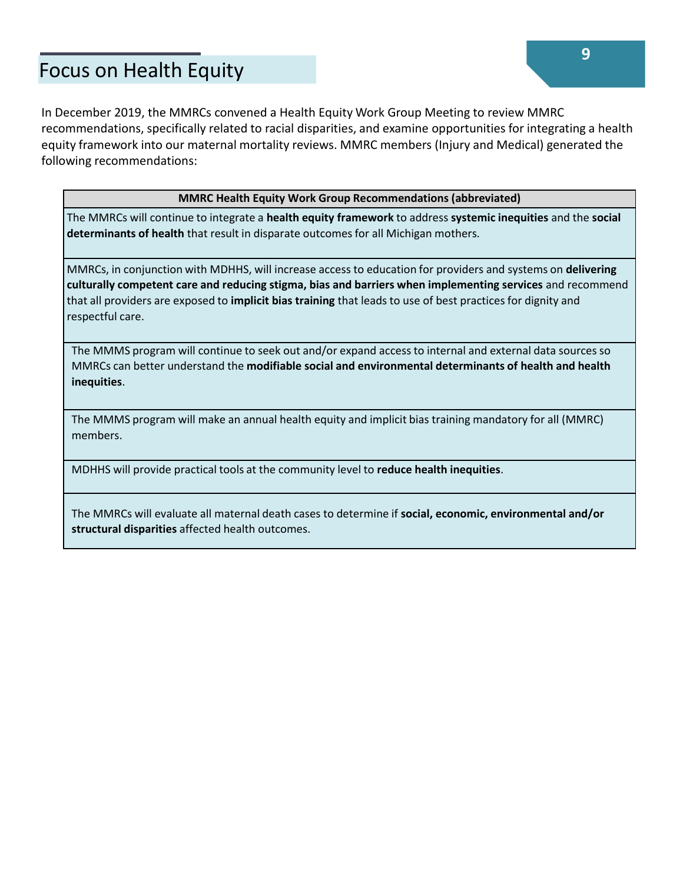# Focus on Health Equity

In December 2019, the MMRCs convened a Health Equity Work Group Meeting to review MMRC recommendations, specifically related to racial disparities, and examine opportunities for integrating a health equity framework into our maternal mortality reviews. MMRC members (Injury and Medical) generated the following recommendations:

| MMRC Health Equity Work Group Recommendations (abbreviated) |
|---|
| The MMRCs will continue to integrate a **health equity framework** to address **systemic inequities** and the **social determinants of health** that result in disparate outcomes for all Michigan mothers. |
| MMRCs, in conjunction with MDHHS, will increase access to education for providers and systems on **delivering culturally competent care and reducing stigma, bias and barriers when implementing services** and recommend that all providers are exposed to **implicit bias training** that leads to use of best practices for dignity and respectful care. |
| The MMMS program will continue to seek out and/or expand access to internal and external data sources so MMRCs can better understand the **modifiable social and environmental determinants of health and health inequities**. |
| The MMMS program will make an annual health equity and implicit bias training mandatory for all (MMRC) members. |
| MDHHS will provide practical tools at the community level to **reduce health inequities**. |
| The MMRCs will evaluate all maternal death cases to determine if **social, economic, environmental and/or structural disparities** affected health outcomes. |